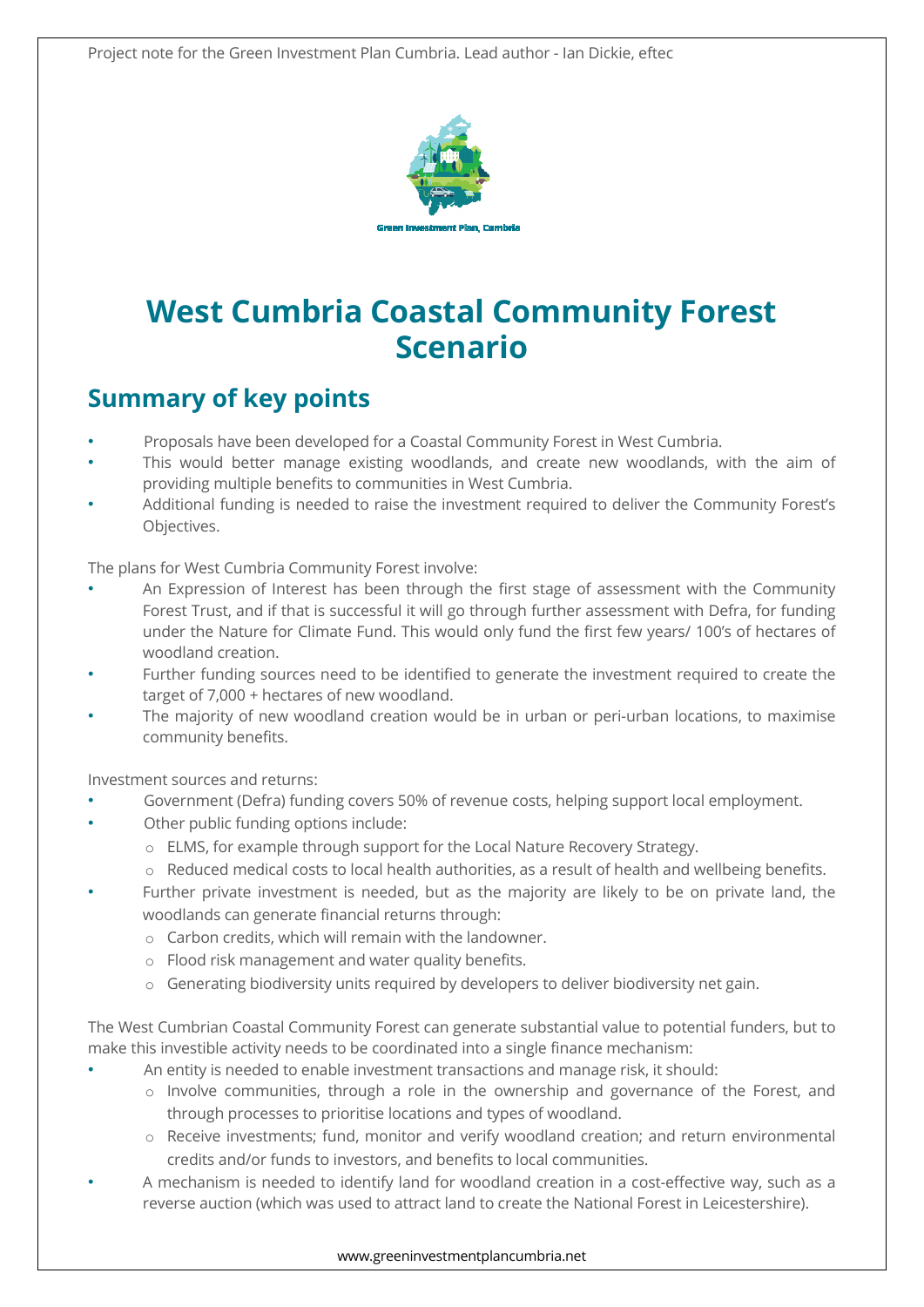Project note for the Green Investment Plan Cumbria. Lead author - Ian Dickie, eftec

Green Investment Plan, Cumbria

# West Cumbria Coastal Community Forest Scenario

## Summary of key points

- Proposals have been developed for a Coastal Community Forest in West Cumbria.
- This would better manage existing woodlands, and create new woodlands, with the aim of providing multiple benefits to communities in West Cumbria.
- Additional funding is needed to raise the investment required to deliver the Community Forest's Objectives.

The plans for West Cumbria Community Forest involve:

- An Expression of Interest has been through the first stage of assessment with the Community Forest Trust, and if that is successful it will go through further assessment with Defra, for funding under the Nature for Climate Fund. This would only fund the first few years/ 100's of hectares of woodland creation.
- Further funding sources need to be identified to generate the investment required to create the target of 7,000 + hectares of new woodland.
- The majority of new woodland creation would be in urban or peri-urban locations, to maximise community benefits.

Investment sources and returns:

- Government (Defra) funding covers 50% of revenue costs, helping support local employment.
- Other public funding options include:
  - ELMS, for example through support for the Local Nature Recovery Strategy.
  - Reduced medical costs to local health authorities, as a result of health and wellbeing benefits.
- Further private investment is needed, but as the majority are likely to be on private land, the woodlands can generate financial returns through:
  - Carbon credits, which will remain with the landowner.
  - Flood risk management and water quality benefits.
  - Generating biodiversity units required by developers to deliver biodiversity net gain.

The West Cumbrian Coastal Community Forest can generate substantial value to potential funders, but to make this investible activity needs to be coordinated into a single finance mechanism:

- An entity is needed to enable investment transactions and manage risk, it should:
  - Involve communities, through a role in the ownership and governance of the Forest, and through processes to prioritise locations and types of woodland.
  - Receive investments; fund, monitor and verify woodland creation; and return environmental credits and/or funds to investors, and benefits to local communities.
- A mechanism is needed to identify land for woodland creation in a cost-effective way, such as a reverse auction (which was used to attract land to create the National Forest in Leicestershire).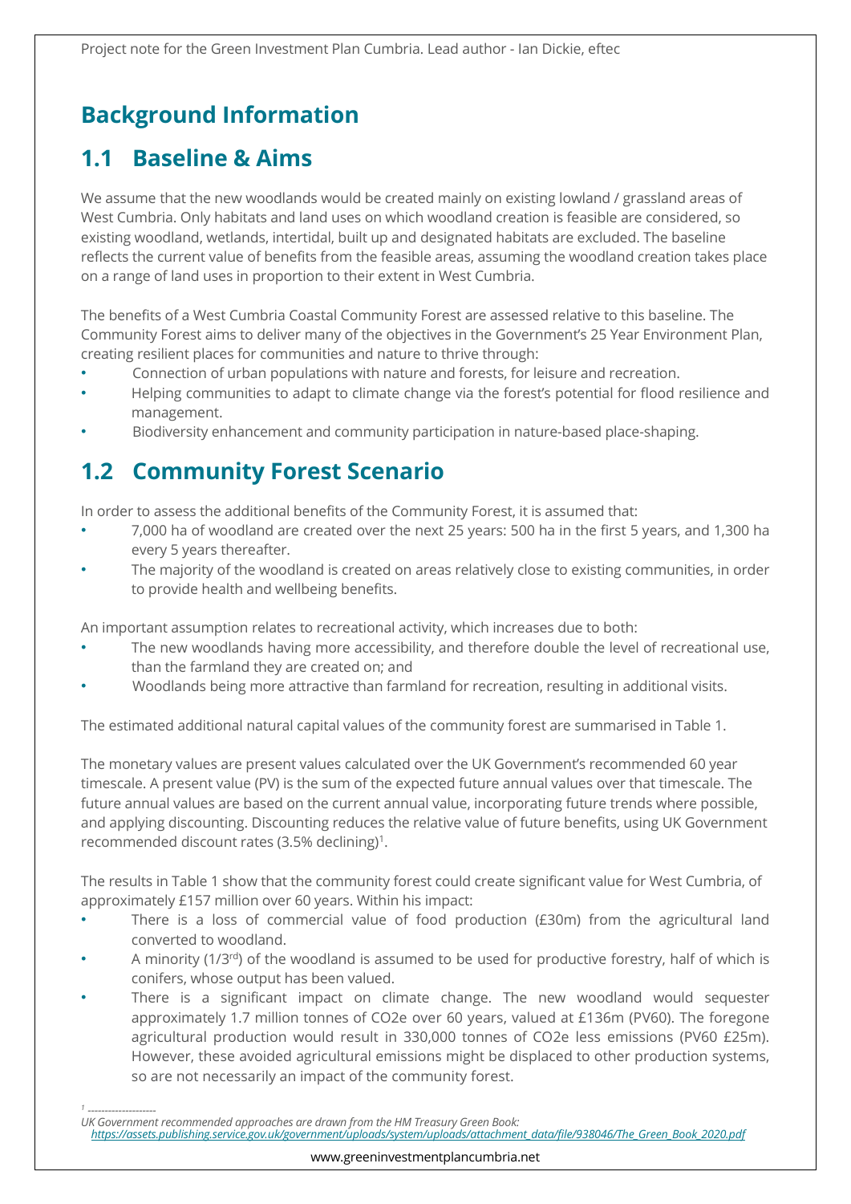# Background Information

## 1.1 Baseline & Aims

We assume that the new woodlands would be created mainly on existing lowland / grassland areas of West Cumbria. Only habitats and land uses on which woodland creation is feasible are considered, so existing woodland, wetlands, intertidal, built up and designated habitats are excluded. The baseline reflects the current value of benefits from the feasible areas, assuming the woodland creation takes place on a range of land uses in proportion to their extent in West Cumbria.

The benefits of a West Cumbria Coastal Community Forest are assessed relative to this baseline. The Community Forest aims to deliver many of the objectives in the Government's 25 Year Environment Plan, creating resilient places for communities and nature to thrive through:

- Connection of urban populations with nature and forests, for leisure and recreation.
- Helping communities to adapt to climate change via the forest's potential for flood resilience and management.
- Biodiversity enhancement and community participation in nature-based place-shaping.

## 1.2 Community Forest Scenario

In order to assess the additional benefits of the Community Forest, it is assumed that:

- 7,000 ha of woodland are created over the next 25 years: 500 ha in the first 5 years, and 1,300 ha every 5 years thereafter.
- The majority of the woodland is created on areas relatively close to existing communities, in order to provide health and wellbeing benefits.

An important assumption relates to recreational activity, which increases due to both:

- The new woodlands having more accessibility, and therefore double the level of recreational use, than the farmland they are created on; and
- Woodlands being more attractive than farmland for recreation, resulting in additional visits.

The estimated additional natural capital values of the community forest are summarised in Table 1.

The monetary values are present values calculated over the UK Government's recommended 60 year timescale. A present value (PV) is the sum of the expected future annual values over that timescale. The future annual values are based on the current annual value, incorporating future trends where possible, and applying discounting. Discounting reduces the relative value of future benefits, using UK Government recommended discount rates (3.5% declining)[1].

The results in Table 1 show that the community forest could create significant value for West Cumbria, of approximately £157 million over 60 years. Within his impact:

- There is a loss of commercial value of food production (£30m) from the agricultural land converted to woodland.
- A minority (1/3rd) of the woodland is assumed to be used for productive forestry, half of which is conifers, whose output has been valued.
- There is a significant impact on climate change. The new woodland would sequester approximately 1.7 million tonnes of CO2e over 60 years, valued at £136m (PV60). The foregone agricultural production would result in 330,000 tonnes of CO2e less emissions (PV60 £25m). However, these avoided agricultural emissions might be displaced to other production systems, so are not necessarily an impact of the community forest.

[1] UK Government recommended approaches are drawn from the HM Treasury Green Book: *https://assets.publishing.service.gov.uk/government/uploads/system/uploads/attachment_data/file/938046/The_Green_Book_2020.pdf*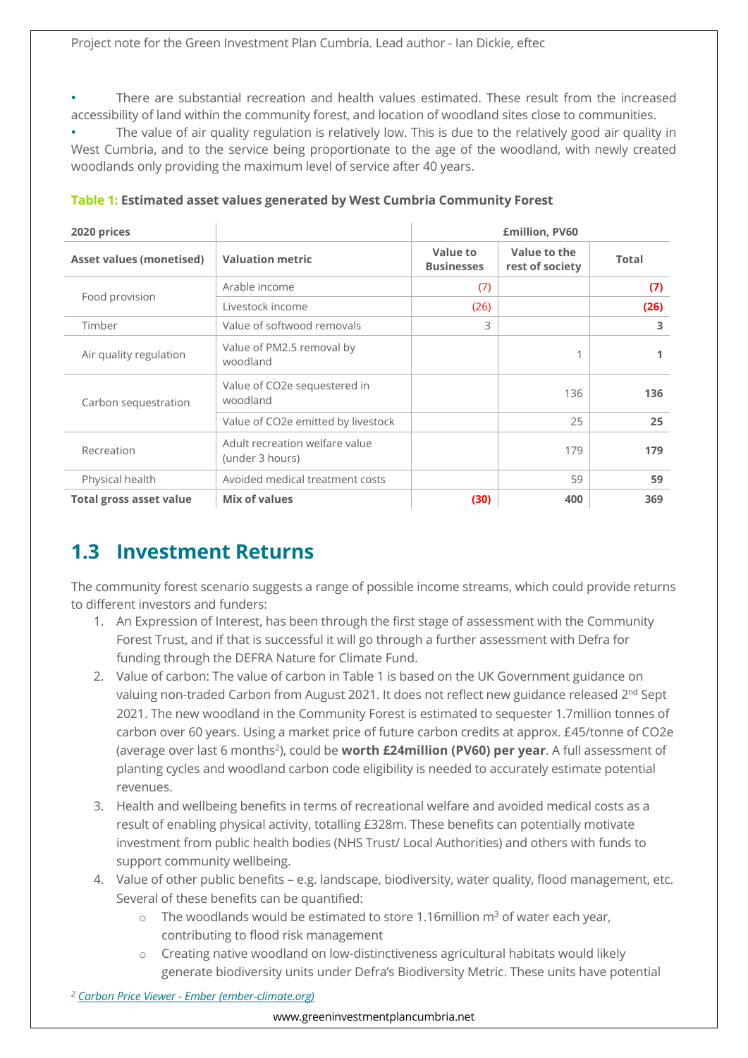- There are substantial recreation and health values estimated. These result from the increased accessibility of land within the community forest, and location of woodland sites close to communities.
- The value of air quality regulation is relatively low. This is due to the relatively good air quality in West Cumbria, and to the service being proportionate to the age of the woodland, with newly created woodlands only providing the maximum level of service after 40 years.

**Table 1: Estimated asset values generated by West Cumbria Community Forest**

| 2020 prices | | £million, PV60 | | |
|---|---|---|---|---|
| **Asset values (monetised)** | **Valuation metric** | **Value to Businesses** | **Value to the rest of society** | **Total** |
| Food provision | Arable income | (7) | | **(7)** |
| | Livestock income | (26) | | **(26)** |
| Timber | Value of softwood removals | 3 | | **3** |
| Air quality regulation | Value of PM2.5 removal by woodland | | 1 | **1** |
| Carbon sequestration | Value of $CO_2e$ sequestered in woodland | | 136 | **136** |
| | Value of $CO_2e$ emitted by livestock | | 25 | **25** |
| Recreation | Adult recreation welfare value (under 3 hours) | | 179 | **179** |
| Physical health | Avoided medical treatment costs | | 59 | **59** |
| **Total gross asset value** | **Mix of values** | **(30)** | **400** | **369** |

## 1.3 Investment Returns

The community forest scenario suggests a range of possible income streams, which could provide returns to different investors and funders:

1. An Expression of Interest, has been through the first stage of assessment with the Community Forest Trust, and if that is successful it will go through a further assessment with Defra for funding through the DEFRA Nature for Climate Fund.
2. Value of carbon: The value of carbon in Table 1 is based on the UK Government guidance on valuing non-traded Carbon from August 2021. It does not reflect new guidance released 2nd Sept 2021. The new woodland in the Community Forest is estimated to sequester 1.7million tonnes of carbon over 60 years. Using a market price of future carbon credits at approx. £45/tonne of $CO_2e$ (average over last 6 months[2]), could be **worth £24million (PV60) per year**. A full assessment of planting cycles and woodland carbon code eligibility is needed to accurately estimate potential revenues.
3. Health and wellbeing benefits in terms of recreational welfare and avoided medical costs as a result of enabling physical activity, totalling £328m. These benefits can potentially motivate investment from public health bodies (NHS Trust/ Local Authorities) and others with funds to support community wellbeing.
4. Value of other public benefits – e.g. landscape, biodiversity, water quality, flood management, etc. Several of these benefits can be quantified:
   - The woodlands would be estimated to store 1.16million $m^3$ of water each year, contributing to flood risk management
   - Creating native woodland on low-distinctiveness agricultural habitats would likely generate biodiversity units under Defra's Biodiversity Metric. These units have potential

[2] Carbon Price Viewer - Ember (ember-climate.org)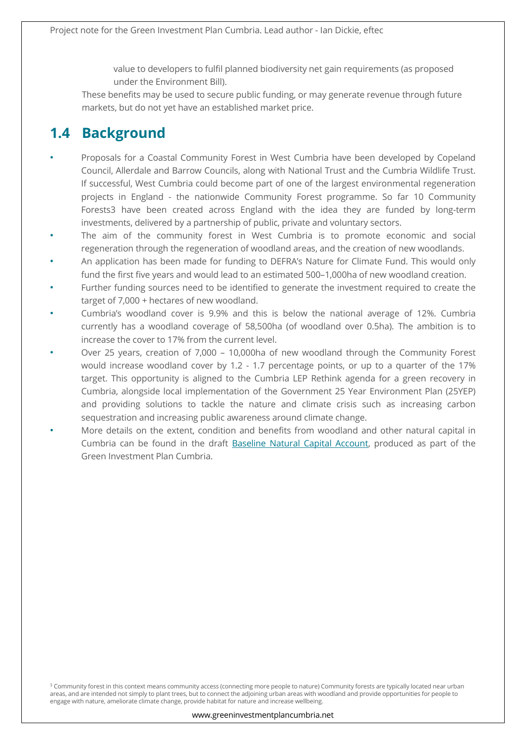value to developers to fulfil planned biodiversity net gain requirements (as proposed under the Environment Bill).

These benefits may be used to secure public funding, or may generate revenue through future markets, but do not yet have an established market price.

## 1.4 Background

- Proposals for a Coastal Community Forest in West Cumbria have been developed by Copeland Council, Allerdale and Barrow Councils, along with National Trust and the Cumbria Wildlife Trust. If successful, West Cumbria could become part of one of the largest environmental regeneration projects in England - the nationwide Community Forest programme. So far 10 Community Forests[3] have been created across England with the idea they are funded by long-term investments, delivered by a partnership of public, private and voluntary sectors.
- The aim of the community forest in West Cumbria is to promote economic and social regeneration through the regeneration of woodland areas, and the creation of new woodlands.
- An application has been made for funding to DEFRA's Nature for Climate Fund. This would only fund the first five years and would lead to an estimated 500–1,000ha of new woodland creation.
- Further funding sources need to be identified to generate the investment required to create the target of 7,000 + hectares of new woodland.
- Cumbria's woodland cover is 9.9% and this is below the national average of 12%. Cumbria currently has a woodland coverage of 58,500ha (of woodland over 0.5ha). The ambition is to increase the cover to 17% from the current level.
- Over 25 years, creation of 7,000 – 10,000ha of new woodland through the Community Forest would increase woodland cover by 1.2 - 1.7 percentage points, or up to a quarter of the 17% target. This opportunity is aligned to the Cumbria LEP Rethink agenda for a green recovery in Cumbria, alongside local implementation of the Government 25 Year Environment Plan (25YEP) and providing solutions to tackle the nature and climate crisis such as increasing carbon sequestration and increasing public awareness around climate change.
- More details on the extent, condition and benefits from woodland and other natural capital in Cumbria can be found in the draft Baseline Natural Capital Account, produced as part of the Green Investment Plan Cumbria.

[3] Community forest in this context means community access (connecting more people to nature) Community forests are typically located near urban areas, and are intended not simply to plant trees, but to connect the adjoining urban areas with woodland and provide opportunities for people to engage with nature, ameliorate climate change, provide habitat for nature and increase wellbeing.